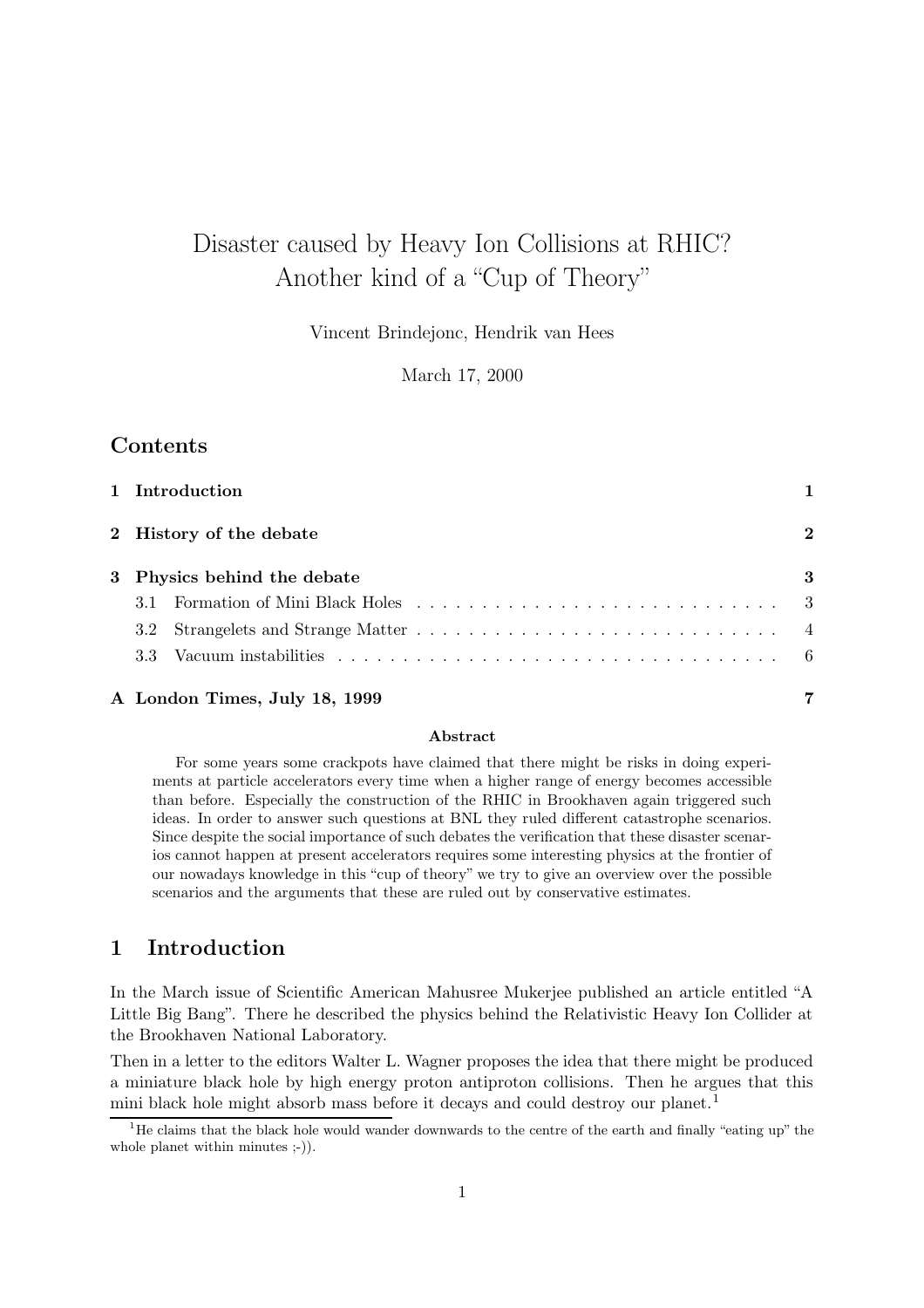# Disaster caused by Heavy Ion Collisions at RHIC? Another kind of a "Cup of Theory"

Vincent Brindejonc, Hendrik van Hees

March 17, 2000

## Contents

| | | |
|---|---|---|
| **1** | **Introduction** | **1** |
| **2** | **History of the debate** | **2** |
| **3** | **Physics behind the debate** | **3** |
| 3.1 | Formation of Mini Black Holes | 3 |
| 3.2 | Strangelets and Strange Matter | 4 |
| 3.3 | Vacuum instabilities | 6 |
| **A** | **London Times, July 18, 1999** | **7** |

**Abstract**

For some years some crackpots have claimed that there might be risks in doing experiments at particle accelerators every time when a higher range of energy becomes accessible than before. Especially the construction of the RHIC in Brookhaven again triggered such ideas. In order to answer such questions at BNL they ruled different catastrophe scenarios. Since despite the social importance of such debates the verification that these disaster scenarios cannot happen at present accelerators requires some interesting physics at the frontier of our nowadays knowledge in this "cup of theory" we try to give an overview over the possible scenarios and the arguments that these are ruled out by conservative estimates.

## 1 Introduction

In the March issue of Scientific American Mahusree Mukerjee published an article entitled "A Little Big Bang". There he described the physics behind the Relativistic Heavy Ion Collider at the Brookhaven National Laboratory.

Then in a letter to the editors Walter L. Wagner proposes the idea that there might be produced a miniature black hole by high energy proton antiproton collisions. Then he argues that this mini black hole might absorb mass before it decays and could destroy our planet.[1]

[1] He claims that the black hole would wander downwards to the centre of the earth and finally "eating up" the whole planet within minutes ;-)).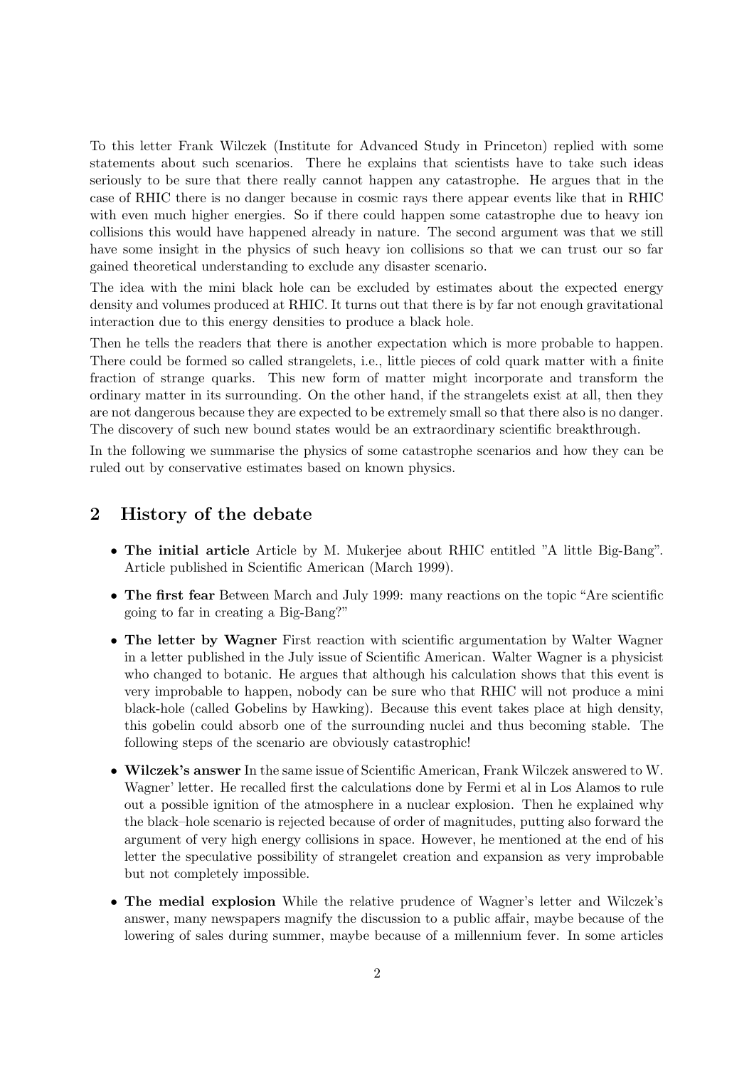To this letter Frank Wilczek (Institute for Advanced Study in Princeton) replied with some statements about such scenarios. There he explains that scientists have to take such ideas seriously to be sure that there really cannot happen any catastrophe. He argues that in the case of RHIC there is no danger because in cosmic rays there appear events like that in RHIC with even much higher energies. So if there could happen some catastrophe due to heavy ion collisions this would have happened already in nature. The second argument was that we still have some insight in the physics of such heavy ion collisions so that we can trust our so far gained theoretical understanding to exclude any disaster scenario.

The idea with the mini black hole can be excluded by estimates about the expected energy density and volumes produced at RHIC. It turns out that there is by far not enough gravitational interaction due to this energy densities to produce a black hole.

Then he tells the readers that there is another expectation which is more probable to happen. There could be formed so called strangelets, i.e., little pieces of cold quark matter with a finite fraction of strange quarks. This new form of matter might incorporate and transform the ordinary matter in its surrounding. On the other hand, if the strangelets exist at all, then they are not dangerous because they are expected to be extremely small so that there also is no danger. The discovery of such new bound states would be an extraordinary scientific breakthrough.

In the following we summarise the physics of some catastrophe scenarios and how they can be ruled out by conservative estimates based on known physics.

## 2 History of the debate

- **The initial article** Article by M. Mukerjee about RHIC entitled "A little Big-Bang". Article published in Scientific American (March 1999).
- **The first fear** Between March and July 1999: many reactions on the topic "Are scientific going to far in creating a Big-Bang?"
- **The letter by Wagner** First reaction with scientific argumentation by Walter Wagner in a letter published in the July issue of Scientific American. Walter Wagner is a physicist who changed to botanic. He argues that although his calculation shows that this event is very improbable to happen, nobody can be sure who that RHIC will not produce a mini black-hole (called Gobelins by Hawking). Because this event takes place at high density, this gobelin could absorb one of the surrounding nuclei and thus becoming stable. The following steps of the scenario are obviously catastrophic!
- **Wilczek's answer** In the same issue of Scientific American, Frank Wilczek answered to W. Wagner' letter. He recalled first the calculations done by Fermi et al in Los Alamos to rule out a possible ignition of the atmosphere in a nuclear explosion. Then he explained why the black–hole scenario is rejected because of order of magnitudes, putting also forward the argument of very high energy collisions in space. However, he mentioned at the end of his letter the speculative possibility of strangelet creation and expansion as very improbable but not completely impossible.
- **The medial explosion** While the relative prudence of Wagner's letter and Wilczek's answer, many newspapers magnify the discussion to a public affair, maybe because of the lowering of sales during summer, maybe because of a millennium fever. In some articles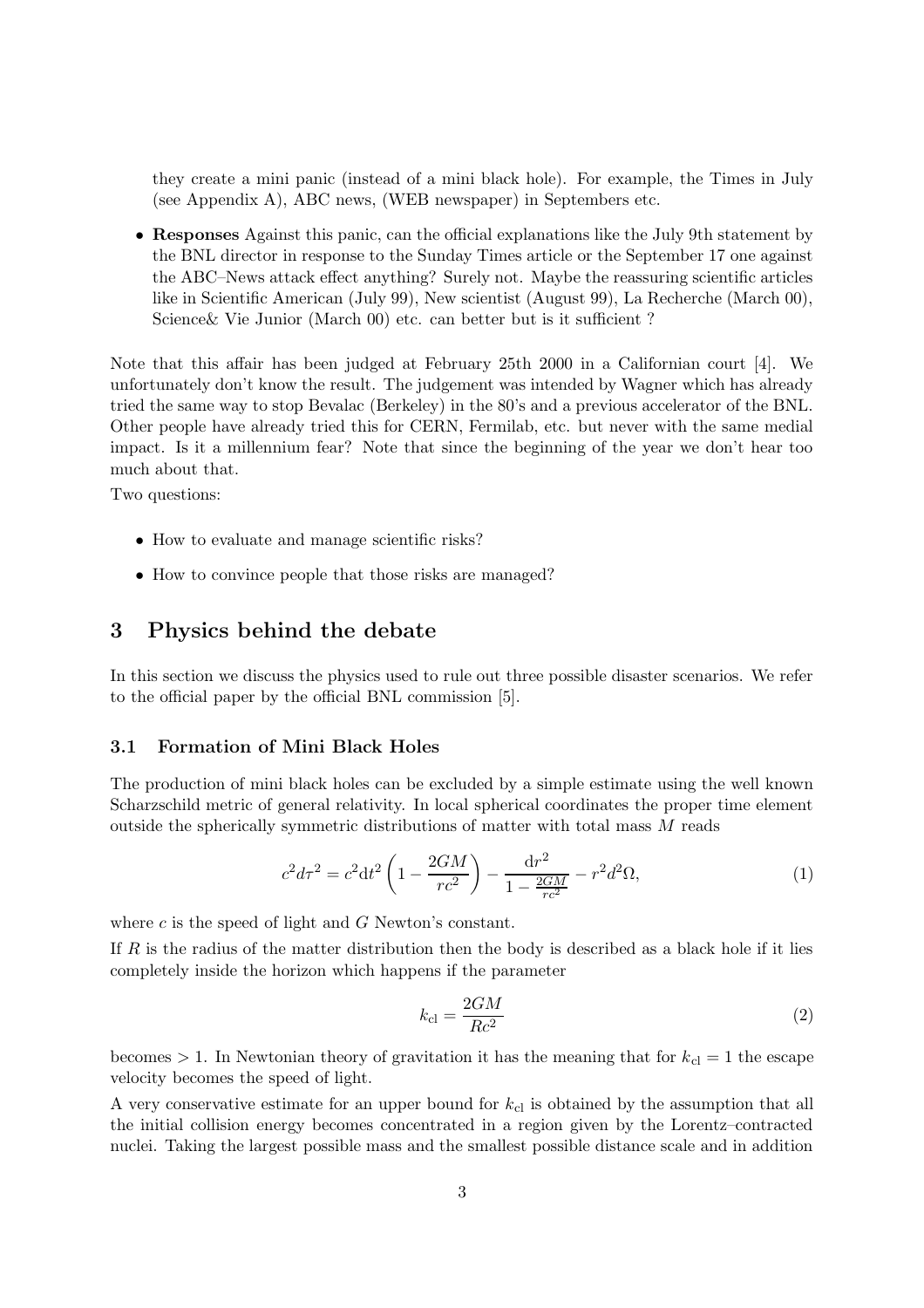they create a mini panic (instead of a mini black hole). For example, the Times in July (see Appendix A), ABC news, (WEB newspaper) in Septembers etc.

- **Responses** Against this panic, can the official explanations like the July 9th statement by the BNL director in response to the Sunday Times article or the September 17 one against the ABC–News attack effect anything? Surely not. Maybe the reassuring scientific articles like in Scientific American (July 99), New scientist (August 99), La Recherche (March 00), Science& Vie Junior (March 00) etc. can better but is it sufficient ?

Note that this affair has been judged at February 25th 2000 in a Californian court [4]. We unfortunately don't know the result. The judgement was intended by Wagner which has already tried the same way to stop Bevalac (Berkeley) in the 80's and a previous accelerator of the BNL. Other people have already tried this for CERN, Fermilab, etc. but never with the same medial impact. Is it a millennium fear? Note that since the beginning of the year we don't hear too much about that.

Two questions:

- How to evaluate and manage scientific risks?
- How to convince people that those risks are managed?

## 3 Physics behind the debate

In this section we discuss the physics used to rule out three possible disaster scenarios. We refer to the official paper by the official BNL commission [5].

### 3.1 Formation of Mini Black Holes

The production of mini black holes can be excluded by a simple estimate using the well known Scharzschild metric of general relativity. In local spherical coordinates the proper time element outside the spherically symmetric distributions of matter with total mass $M$ reads

$$c^2 d\tau^2 = c^2 \mathrm{d}t^2 \left(1 - \frac{2GM}{rc^2}\right) - \frac{\mathrm{d}r^2}{1 - \frac{2GM}{rc^2}} - r^2 d^2\Omega, \tag{1}$$

where $c$ is the speed of light and $G$ Newton's constant.

If $R$ is the radius of the matter distribution then the body is described as a black hole if it lies completely inside the horizon which happens if the parameter

$$k_{\mathrm{cl}} = \frac{2GM}{Rc^2} \tag{2}$$

becomes $> 1$. In Newtonian theory of gravitation it has the meaning that for $k_{\mathrm{cl}} = 1$ the escape velocity becomes the speed of light.

A very conservative estimate for an upper bound for $k_{\mathrm{cl}}$ is obtained by the assumption that all the initial collision energy becomes concentrated in a region given by the Lorentz–contracted nuclei. Taking the largest possible mass and the smallest possible distance scale and in addition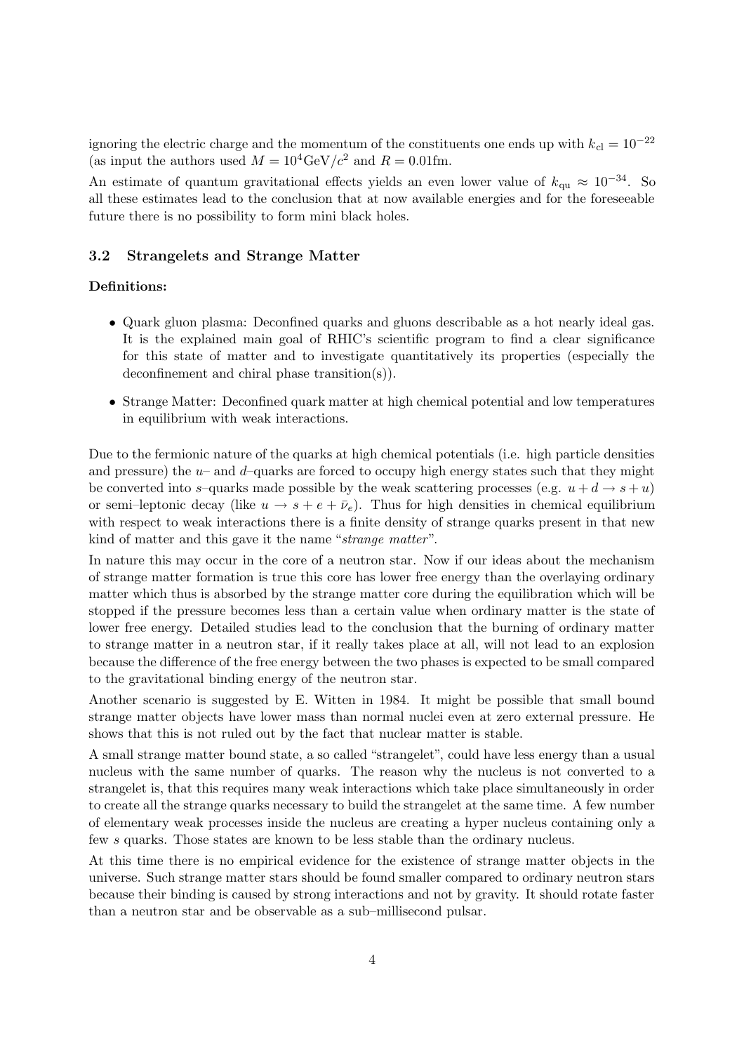ignoring the electric charge and the momentum of the constituents one ends up with $k_{\rm cl} = 10^{-22}$ (as input the authors used $M = 10^4 \text{GeV}/c^2$ and $R = 0.01\text{fm}$.

An estimate of quantum gravitational effects yields an even lower value of $k_{\rm qu} \approx 10^{-34}$. So all these estimates lead to the conclusion that at now available energies and for the foreseeable future there is no possibility to form mini black holes.

### 3.2 Strangelets and Strange Matter

**Definitions:**

- Quark gluon plasma: Deconfined quarks and gluons describable as a hot nearly ideal gas. It is the explained main goal of RHIC's scientific program to find a clear significance for this state of matter and to investigate quantitatively its properties (especially the deconfinement and chiral phase transition(s)).
- Strange Matter: Deconfined quark matter at high chemical potential and low temperatures in equilibrium with weak interactions.

Due to the fermionic nature of the quarks at high chemical potentials (i.e. high particle densities and pressure) the $u$– and $d$–quarks are forced to occupy high energy states such that they might be converted into $s$–quarks made possible by the weak scattering processes (e.g. $u + d \rightarrow s + u$) or semi–leptonic decay (like $u \rightarrow s + e + \bar{\nu}_e$). Thus for high densities in chemical equilibrium with respect to weak interactions there is a finite density of strange quarks present in that new kind of matter and this gave it the name "*strange matter*".

In nature this may occur in the core of a neutron star. Now if our ideas about the mechanism of strange matter formation is true this core has lower free energy than the overlaying ordinary matter which thus is absorbed by the strange matter core during the equilibration which will be stopped if the pressure becomes less than a certain value when ordinary matter is the state of lower free energy. Detailed studies lead to the conclusion that the burning of ordinary matter to strange matter in a neutron star, if it really takes place at all, will not lead to an explosion because the difference of the free energy between the two phases is expected to be small compared to the gravitational binding energy of the neutron star.

Another scenario is suggested by E. Witten in 1984. It might be possible that small bound strange matter objects have lower mass than normal nuclei even at zero external pressure. He shows that this is not ruled out by the fact that nuclear matter is stable.

A small strange matter bound state, a so called "strangelet", could have less energy than a usual nucleus with the same number of quarks. The reason why the nucleus is not converted to a strangelet is, that this requires many weak interactions which take place simultaneously in order to create all the strange quarks necessary to build the strangelet at the same time. A few number of elementary weak processes inside the nucleus are creating a hyper nucleus containing only a few $s$ quarks. Those states are known to be less stable than the ordinary nucleus.

At this time there is no empirical evidence for the existence of strange matter objects in the universe. Such strange matter stars should be found smaller compared to ordinary neutron stars because their binding is caused by strong interactions and not by gravity. It should rotate faster than a neutron star and be observable as a sub–millisecond pulsar.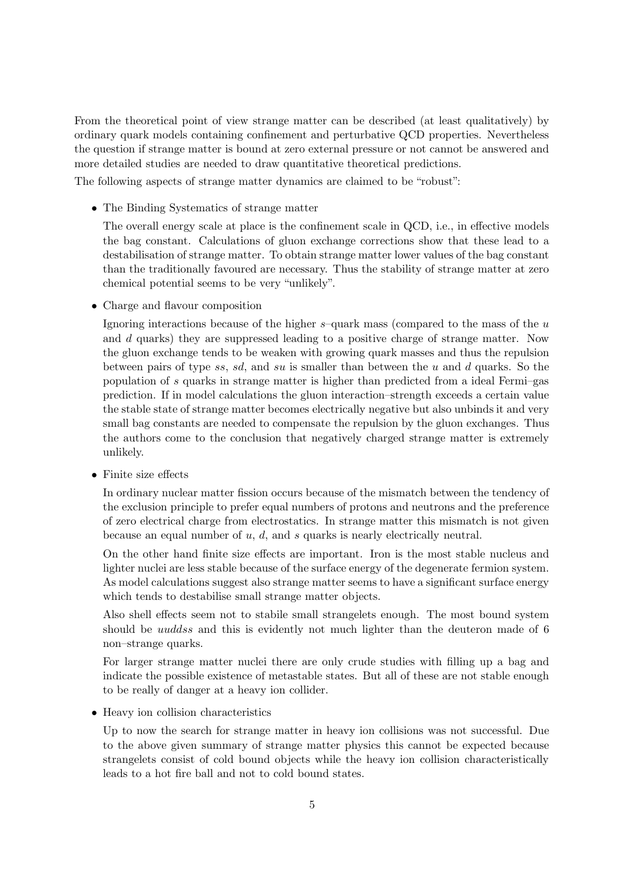From the theoretical point of view strange matter can be described (at least qualitatively) by ordinary quark models containing confinement and perturbative QCD properties. Nevertheless the question if strange matter is bound at zero external pressure or not cannot be answered and more detailed studies are needed to draw quantitative theoretical predictions.

The following aspects of strange matter dynamics are claimed to be "robust":

- The Binding Systematics of strange matter

  The overall energy scale at place is the confinement scale in QCD, i.e., in effective models the bag constant. Calculations of gluon exchange corrections show that these lead to a destabilisation of strange matter. To obtain strange matter lower values of the bag constant than the traditionally favoured are necessary. Thus the stability of strange matter at zero chemical potential seems to be very "unlikely".

- Charge and flavour composition

  Ignoring interactions because of the higher $s$–quark mass (compared to the mass of the $u$ and $d$ quarks) they are suppressed leading to a positive charge of strange matter. Now the gluon exchange tends to be weaken with growing quark masses and thus the repulsion between pairs of type $ss$, $sd$, and $su$ is smaller than between the $u$ and $d$ quarks. So the population of $s$ quarks in strange matter is higher than predicted from a ideal Fermi–gas prediction. If in model calculations the gluon interaction–strength exceeds a certain value the stable state of strange matter becomes electrically negative but also unbinds it and very small bag constants are needed to compensate the repulsion by the gluon exchanges. Thus the authors come to the conclusion that negatively charged strange matter is extremely unlikely.

- Finite size effects

  In ordinary nuclear matter fission occurs because of the mismatch between the tendency of the exclusion principle to prefer equal numbers of protons and neutrons and the preference of zero electrical charge from electrostatics. In strange matter this mismatch is not given because an equal number of $u$, $d$, and $s$ quarks is nearly electrically neutral.

  On the other hand finite size effects are important. Iron is the most stable nucleus and lighter nuclei are less stable because of the surface energy of the degenerate fermion system. As model calculations suggest also strange matter seems to have a significant surface energy which tends to destabilise small strange matter objects.

  Also shell effects seem not to stabile small strangelets enough. The most bound system should be *uuddss* and this is evidently not much lighter than the deuteron made of 6 non–strange quarks.

  For larger strange matter nuclei there are only crude studies with filling up a bag and indicate the possible existence of metastable states. But all of these are not stable enough to be really of danger at a heavy ion collider.

- Heavy ion collision characteristics

  Up to now the search for strange matter in heavy ion collisions was not successful. Due to the above given summary of strange matter physics this cannot be expected because strangelets consist of cold bound objects while the heavy ion collision characteristically leads to a hot fire ball and not to cold bound states.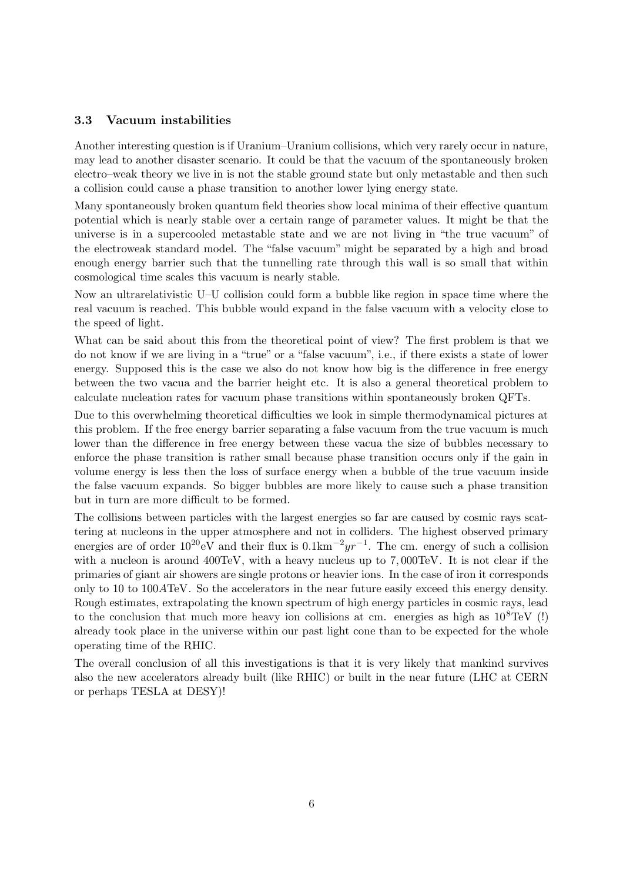### 3.3 Vacuum instabilities

Another interesting question is if Uranium–Uranium collisions, which very rarely occur in nature, may lead to another disaster scenario. It could be that the vacuum of the spontaneously broken electro–weak theory we live in is not the stable ground state but only metastable and then such a collision could cause a phase transition to another lower lying energy state.

Many spontaneously broken quantum field theories show local minima of their effective quantum potential which is nearly stable over a certain range of parameter values. It might be that the universe is in a supercooled metastable state and we are not living in "the true vacuum" of the electroweak standard model. The "false vacuum" might be separated by a high and broad enough energy barrier such that the tunnelling rate through this wall is so small that within cosmological time scales this vacuum is nearly stable.

Now an ultrarelativistic U–U collision could form a bubble like region in space time where the real vacuum is reached. This bubble would expand in the false vacuum with a velocity close to the speed of light.

What can be said about this from the theoretical point of view? The first problem is that we do not know if we are living in a "true" or a "false vacuum", i.e., if there exists a state of lower energy. Supposed this is the case we also do not know how big is the difference in free energy between the two vacua and the barrier height etc. It is also a general theoretical problem to calculate nucleation rates for vacuum phase transitions within spontaneously broken QFTs.

Due to this overwhelming theoretical difficulties we look in simple thermodynamical pictures at this problem. If the free energy barrier separating a false vacuum from the true vacuum is much lower than the difference in free energy between these vacua the size of bubbles necessary to enforce the phase transition is rather small because phase transition occurs only if the gain in volume energy is less then the loss of surface energy when a bubble of the true vacuum inside the false vacuum expands. So bigger bubbles are more likely to cause such a phase transition but in turn are more difficult to be formed.

The collisions between particles with the largest energies so far are caused by cosmic rays scattering at nucleons in the upper atmosphere and not in colliders. The highest observed primary energies are of order $10^{20}\text{eV}$ and their flux is $0.1\text{km}^{-2}yr^{-1}$. The cm. energy of such a collision with a nucleon is around 400TeV, with a heavy nucleus up to 7,000TeV. It is not clear if the primaries of giant air showers are single protons or heavier ions. In the case of iron it corresponds only to 10 to 100$A$TeV. So the accelerators in the near future easily exceed this energy density. Rough estimates, extrapolating the known spectrum of high energy particles in cosmic rays, lead to the conclusion that much more heavy ion collisions at cm. energies as high as $10^{8}\text{TeV}$ (!) already took place in the universe within our past light cone than to be expected for the whole operating time of the RHIC.

The overall conclusion of all this investigations is that it is very likely that mankind survives also the new accelerators already built (like RHIC) or built in the near future (LHC at CERN or perhaps TESLA at DESY)!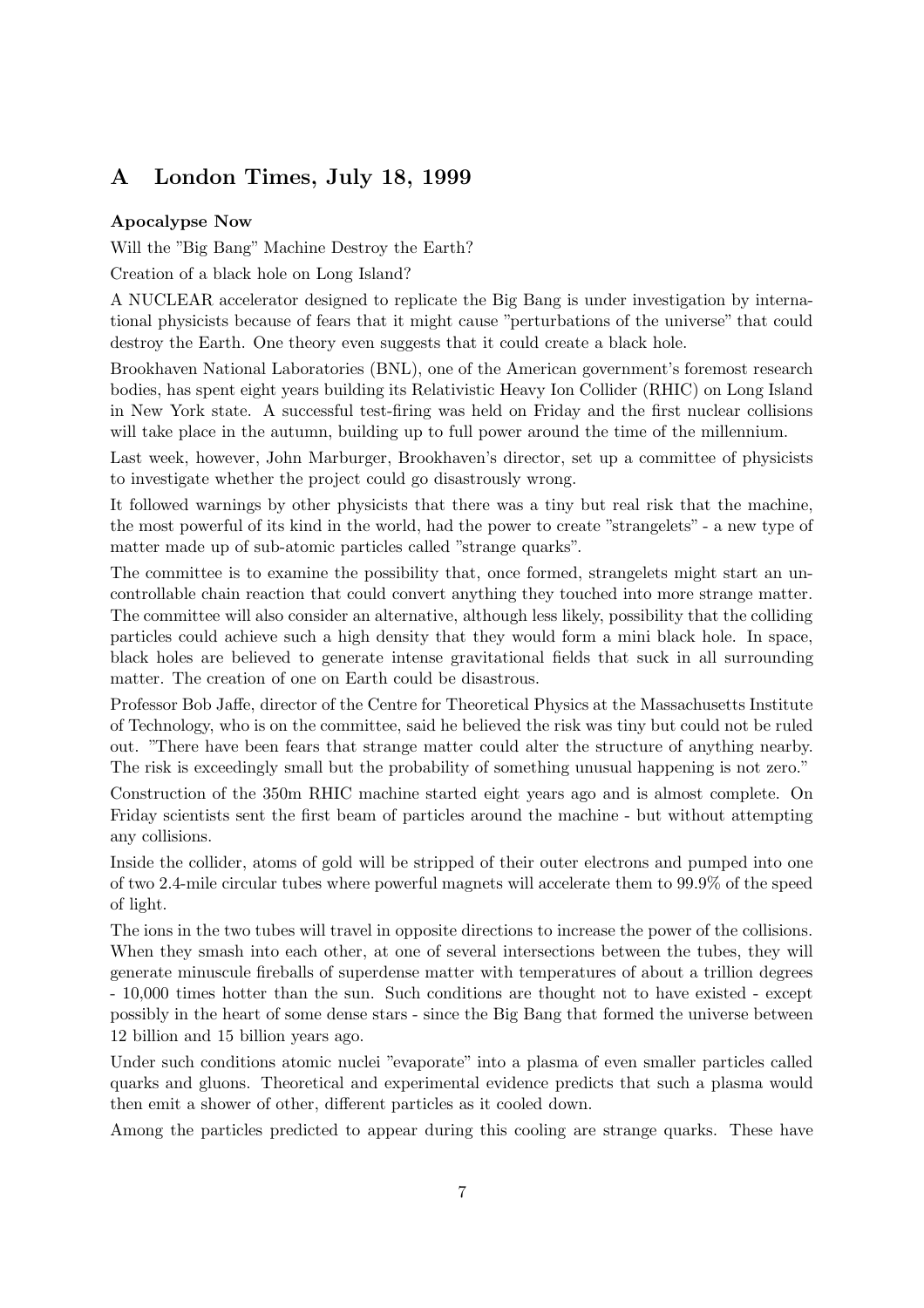## A London Times, July 18, 1999

**Apocalypse Now**

Will the "Big Bang" Machine Destroy the Earth?

Creation of a black hole on Long Island?

A NUCLEAR accelerator designed to replicate the Big Bang is under investigation by international physicists because of fears that it might cause "perturbations of the universe" that could destroy the Earth. One theory even suggests that it could create a black hole.

Brookhaven National Laboratories (BNL), one of the American government's foremost research bodies, has spent eight years building its Relativistic Heavy Ion Collider (RHIC) on Long Island in New York state. A successful test-firing was held on Friday and the first nuclear collisions will take place in the autumn, building up to full power around the time of the millennium.

Last week, however, John Marburger, Brookhaven's director, set up a committee of physicists to investigate whether the project could go disastrously wrong.

It followed warnings by other physicists that there was a tiny but real risk that the machine, the most powerful of its kind in the world, had the power to create "strangelets" - a new type of matter made up of sub-atomic particles called "strange quarks".

The committee is to examine the possibility that, once formed, strangelets might start an uncontrollable chain reaction that could convert anything they touched into more strange matter. The committee will also consider an alternative, although less likely, possibility that the colliding particles could achieve such a high density that they would form a mini black hole. In space, black holes are believed to generate intense gravitational fields that suck in all surrounding matter. The creation of one on Earth could be disastrous.

Professor Bob Jaffe, director of the Centre for Theoretical Physics at the Massachusetts Institute of Technology, who is on the committee, said he believed the risk was tiny but could not be ruled out. "There have been fears that strange matter could alter the structure of anything nearby. The risk is exceedingly small but the probability of something unusual happening is not zero."

Construction of the 350m RHIC machine started eight years ago and is almost complete. On Friday scientists sent the first beam of particles around the machine - but without attempting any collisions.

Inside the collider, atoms of gold will be stripped of their outer electrons and pumped into one of two 2.4-mile circular tubes where powerful magnets will accelerate them to 99.9% of the speed of light.

The ions in the two tubes will travel in opposite directions to increase the power of the collisions. When they smash into each other, at one of several intersections between the tubes, they will generate minuscule fireballs of superdense matter with temperatures of about a trillion degrees - 10,000 times hotter than the sun. Such conditions are thought not to have existed - except possibly in the heart of some dense stars - since the Big Bang that formed the universe between 12 billion and 15 billion years ago.

Under such conditions atomic nuclei "evaporate" into a plasma of even smaller particles called quarks and gluons. Theoretical and experimental evidence predicts that such a plasma would then emit a shower of other, different particles as it cooled down.

Among the particles predicted to appear during this cooling are strange quarks. These have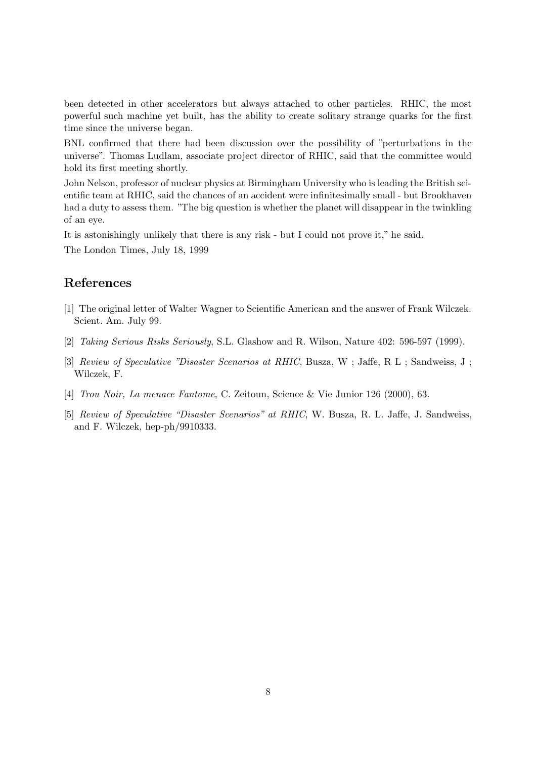been detected in other accelerators but always attached to other particles. RHIC, the most powerful such machine yet built, has the ability to create solitary strange quarks for the first time since the universe began.

BNL confirmed that there had been discussion over the possibility of "perturbations in the universe". Thomas Ludlam, associate project director of RHIC, said that the committee would hold its first meeting shortly.

John Nelson, professor of nuclear physics at Birmingham University who is leading the British scientific team at RHIC, said the chances of an accident were infinitesimally small - but Brookhaven had a duty to assess them. "The big question is whether the planet will disappear in the twinkling of an eye.

It is astonishingly unlikely that there is any risk - but I could not prove it," he said.

The London Times, July 18, 1999

## References

[1] The original letter of Walter Wagner to Scientific American and the answer of Frank Wilczek. Scient. Am. July 99.

[2] *Taking Serious Risks Seriously*, S.L. Glashow and R. Wilson, Nature 402: 596-597 (1999).

[3] *Review of Speculative "Disaster Scenarios at RHIC*, Busza, W ; Jaffe, R L ; Sandweiss, J ; Wilczek, F.

[4] *Trou Noir, La menace Fantome*, C. Zeitoun, Science & Vie Junior 126 (2000), 63.

[5] *Review of Speculative "Disaster Scenarios" at RHIC*, W. Busza, R. L. Jaffe, J. Sandweiss, and F. Wilczek, hep-ph/9910333.